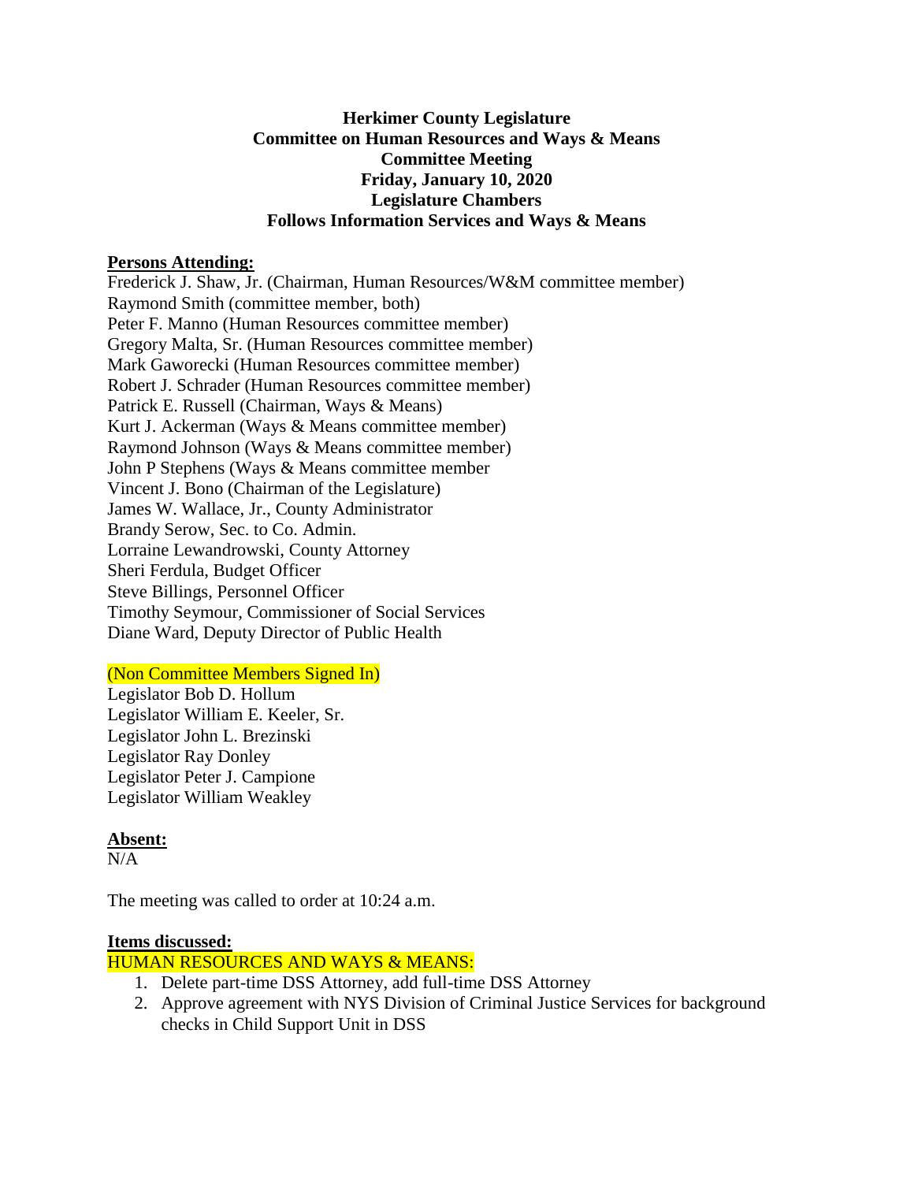**Herkimer County Legislature**
**Committee on Human Resources and Ways & Means**
**Committee Meeting**
**Friday, January 10, 2020**
**Legislature Chambers**
**Follows Information Services and Ways & Means**

**Persons Attending:**

Frederick J. Shaw, Jr. (Chairman, Human Resources/W&M committee member)
Raymond Smith (committee member, both)
Peter F. Manno (Human Resources committee member)
Gregory Malta, Sr. (Human Resources committee member)
Mark Gaworecki (Human Resources committee member)
Robert J. Schrader (Human Resources committee member)
Patrick E. Russell (Chairman, Ways & Means)
Kurt J. Ackerman (Ways & Means committee member)
Raymond Johnson (Ways & Means committee member)
John P Stephens (Ways & Means committee member
Vincent J. Bono (Chairman of the Legislature)
James W. Wallace, Jr., County Administrator
Brandy Serow, Sec. to Co. Admin.
Lorraine Lewandrowski, County Attorney
Sheri Ferdula, Budget Officer
Steve Billings, Personnel Officer
Timothy Seymour, Commissioner of Social Services
Diane Ward, Deputy Director of Public Health

(Non Committee Members Signed In)

Legislator Bob D. Hollum
Legislator William E. Keeler, Sr.
Legislator John L. Brezinski
Legislator Ray Donley
Legislator Peter J. Campione
Legislator William Weakley

**Absent:**

N/A

The meeting was called to order at 10:24 a.m.

**Items discussed:**

HUMAN RESOURCES AND WAYS & MEANS:

1. Delete part-time DSS Attorney, add full-time DSS Attorney
2. Approve agreement with NYS Division of Criminal Justice Services for background checks in Child Support Unit in DSS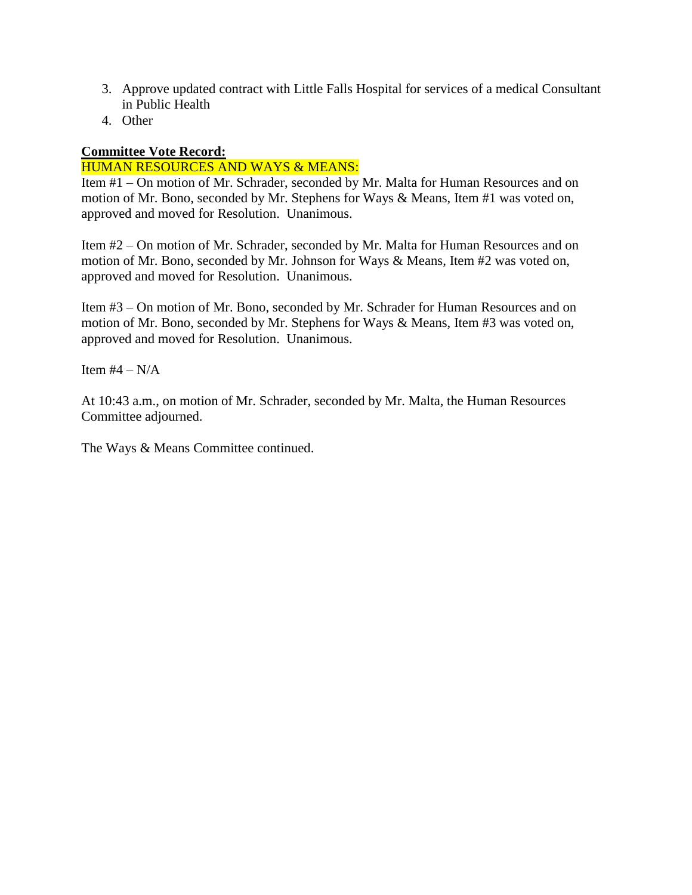3. Approve updated contract with Little Falls Hospital for services of a medical Consultant in Public Health
4. Other

**Committee Vote Record:**

HUMAN RESOURCES AND WAYS & MEANS:

Item #1 – On motion of Mr. Schrader, seconded by Mr. Malta for Human Resources and on motion of Mr. Bono, seconded by Mr. Stephens for Ways & Means, Item #1 was voted on, approved and moved for Resolution. Unanimous.

Item #2 – On motion of Mr. Schrader, seconded by Mr. Malta for Human Resources and on motion of Mr. Bono, seconded by Mr. Johnson for Ways & Means, Item #2 was voted on, approved and moved for Resolution. Unanimous.

Item #3 – On motion of Mr. Bono, seconded by Mr. Schrader for Human Resources and on motion of Mr. Bono, seconded by Mr. Stephens for Ways & Means, Item #3 was voted on, approved and moved for Resolution. Unanimous.

Item #4 – N/A

At 10:43 a.m., on motion of Mr. Schrader, seconded by Mr. Malta, the Human Resources Committee adjourned.

The Ways & Means Committee continued.